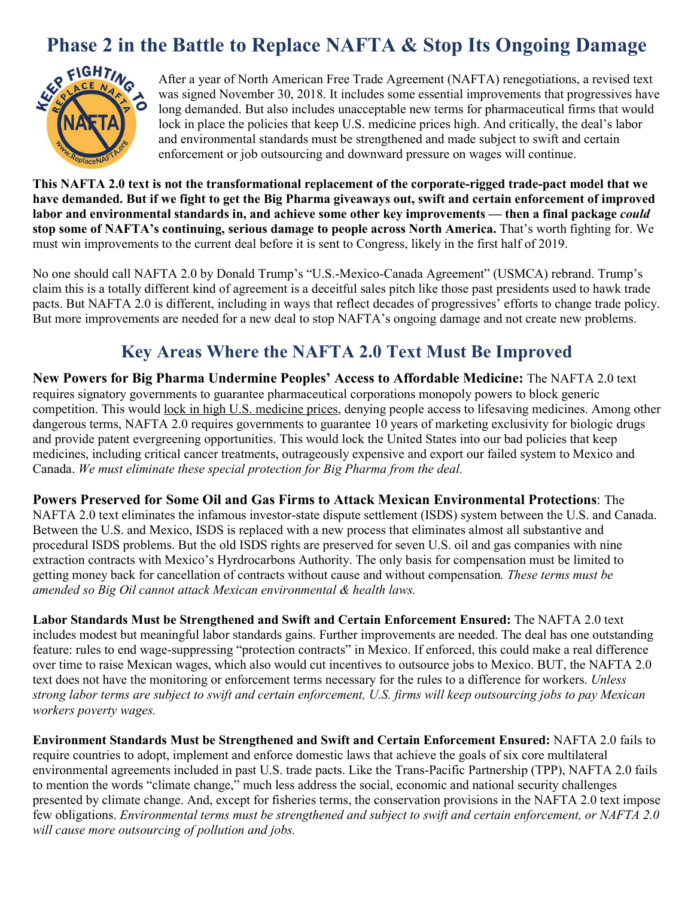# Phase 2 in the Battle to Replace NAFTA & Stop Its Ongoing Damage

After a year of North American Free Trade Agreement (NAFTA) renegotiations, a revised text was signed November 30, 2018. It includes some essential improvements that progressives have long demanded. But also includes unacceptable new terms for pharmaceutical firms that would lock in place the policies that keep U.S. medicine prices high. And critically, the deal's labor and environmental standards must be strengthened and made subject to swift and certain enforcement or job outsourcing and downward pressure on wages will continue.

**This NAFTA 2.0 text is not the transformational replacement of the corporate-rigged trade-pact model that we have demanded. But if we fight to get the Big Pharma giveaways out, swift and certain enforcement of improved labor and environmental standards in, and achieve some other key improvements — then a final package *could* stop some of NAFTA's continuing, serious damage to people across North America.** That's worth fighting for. We must win improvements to the current deal before it is sent to Congress, likely in the first half of 2019.

No one should call NAFTA 2.0 by Donald Trump's "U.S.-Mexico-Canada Agreement" (USMCA) rebrand. Trump's claim this is a totally different kind of agreement is a deceitful sales pitch like those past presidents used to hawk trade pacts. But NAFTA 2.0 is different, including in ways that reflect decades of progressives' efforts to change trade policy. But more improvements are needed for a new deal to stop NAFTA's ongoing damage and not create new problems.

## Key Areas Where the NAFTA 2.0 Text Must Be Improved

**New Powers for Big Pharma Undermine Peoples' Access to Affordable Medicine:** The NAFTA 2.0 text requires signatory governments to guarantee pharmaceutical corporations monopoly powers to block generic competition. This would lock in high U.S. medicine prices, denying people access to lifesaving medicines. Among other dangerous terms, NAFTA 2.0 requires governments to guarantee 10 years of marketing exclusivity for biologic drugs and provide patent evergreening opportunities. This would lock the United States into our bad policies that keep medicines, including critical cancer treatments, outrageously expensive and export our failed system to Mexico and Canada. *We must eliminate these special protection for Big Pharma from the deal.*

**Powers Preserved for Some Oil and Gas Firms to Attack Mexican Environmental Protections**: The NAFTA 2.0 text eliminates the infamous investor-state dispute settlement (ISDS) system between the U.S. and Canada. Between the U.S. and Mexico, ISDS is replaced with a new process that eliminates almost all substantive and procedural ISDS problems. But the old ISDS rights are preserved for seven U.S. oil and gas companies with nine extraction contracts with Mexico's Hyrdrocarbons Authority. The only basis for compensation must be limited to getting money back for cancellation of contracts without cause and without compensation*. These terms must be amended so Big Oil cannot attack Mexican environmental & health laws.*

**Labor Standards Must be Strengthened and Swift and Certain Enforcement Ensured:** The NAFTA 2.0 text includes modest but meaningful labor standards gains. Further improvements are needed. The deal has one outstanding feature: rules to end wage-suppressing "protection contracts" in Mexico. If enforced, this could make a real difference over time to raise Mexican wages, which also would cut incentives to outsource jobs to Mexico. BUT, the NAFTA 2.0 text does not have the monitoring or enforcement terms necessary for the rules to a difference for workers. *Unless strong labor terms are subject to swift and certain enforcement, U.S. firms will keep outsourcing jobs to pay Mexican workers poverty wages.*

**Environment Standards Must be Strengthened and Swift and Certain Enforcement Ensured:** NAFTA 2.0 fails to require countries to adopt, implement and enforce domestic laws that achieve the goals of six core multilateral environmental agreements included in past U.S. trade pacts. Like the Trans-Pacific Partnership (TPP), NAFTA 2.0 fails to mention the words "climate change," much less address the social, economic and national security challenges presented by climate change. And, except for fisheries terms, the conservation provisions in the NAFTA 2.0 text impose few obligations. *Environmental terms must be strengthened and subject to swift and certain enforcement, or NAFTA 2.0 will cause more outsourcing of pollution and jobs.*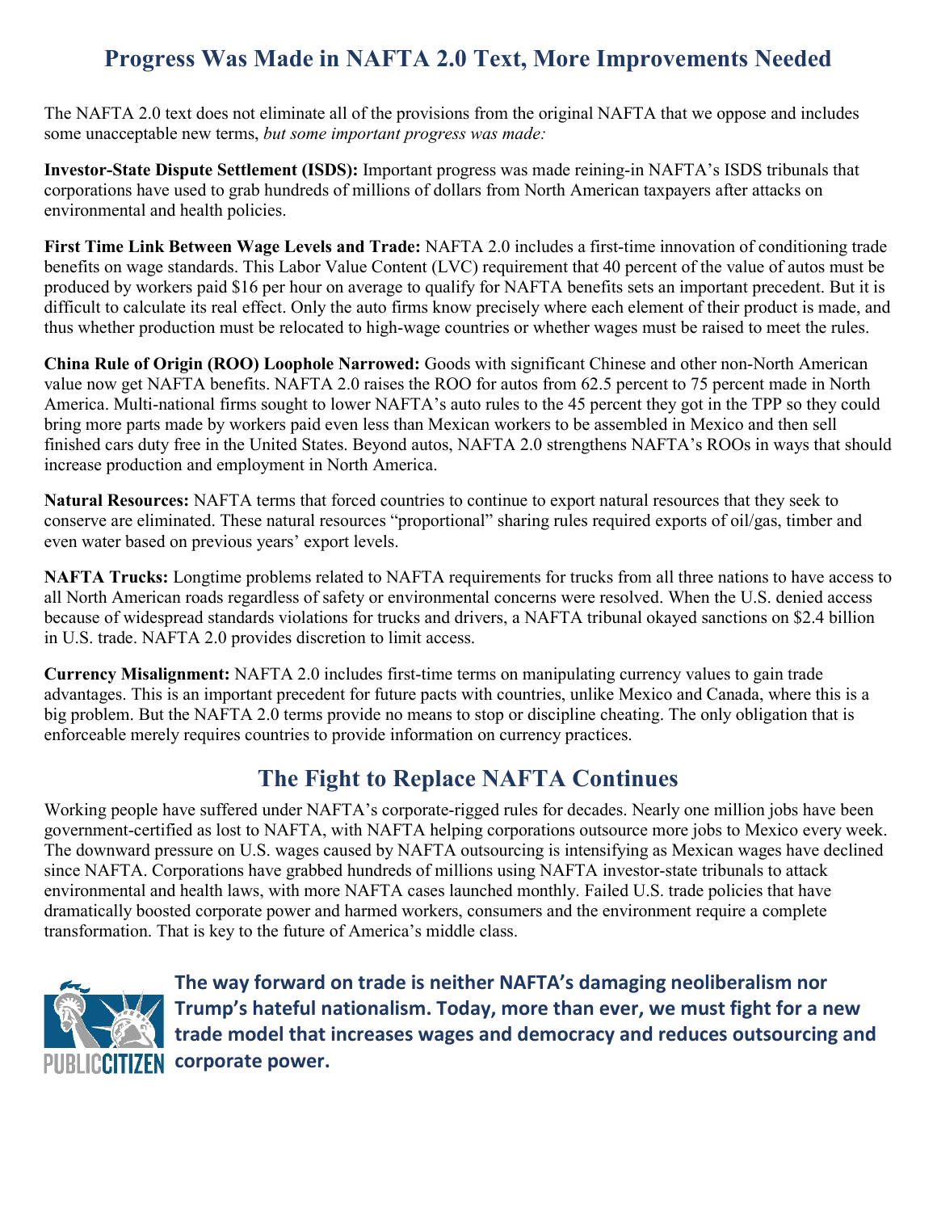# Progress Was Made in NAFTA 2.0 Text, More Improvements Needed

The NAFTA 2.0 text does not eliminate all of the provisions from the original NAFTA that we oppose and includes some unacceptable new terms, *but some important progress was made:*

**Investor-State Dispute Settlement (ISDS):** Important progress was made reining-in NAFTA's ISDS tribunals that corporations have used to grab hundreds of millions of dollars from North American taxpayers after attacks on environmental and health policies.

**First Time Link Between Wage Levels and Trade:** NAFTA 2.0 includes a first-time innovation of conditioning trade benefits on wage standards. This Labor Value Content (LVC) requirement that 40 percent of the value of autos must be produced by workers paid $16 per hour on average to qualify for NAFTA benefits sets an important precedent. But it is difficult to calculate its real effect. Only the auto firms know precisely where each element of their product is made, and thus whether production must be relocated to high-wage countries or whether wages must be raised to meet the rules.

**China Rule of Origin (ROO) Loophole Narrowed:** Goods with significant Chinese and other non-North American value now get NAFTA benefits. NAFTA 2.0 raises the ROO for autos from 62.5 percent to 75 percent made in North America. Multi-national firms sought to lower NAFTA's auto rules to the 45 percent they got in the TPP so they could bring more parts made by workers paid even less than Mexican workers to be assembled in Mexico and then sell finished cars duty free in the United States. Beyond autos, NAFTA 2.0 strengthens NAFTA's ROOs in ways that should increase production and employment in North America.

**Natural Resources:** NAFTA terms that forced countries to continue to export natural resources that they seek to conserve are eliminated. These natural resources "proportional" sharing rules required exports of oil/gas, timber and even water based on previous years' export levels.

**NAFTA Trucks:** Longtime problems related to NAFTA requirements for trucks from all three nations to have access to all North American roads regardless of safety or environmental concerns were resolved. When the U.S. denied access because of widespread standards violations for trucks and drivers, a NAFTA tribunal okayed sanctions on $2.4 billion in U.S. trade. NAFTA 2.0 provides discretion to limit access.

**Currency Misalignment:** NAFTA 2.0 includes first-time terms on manipulating currency values to gain trade advantages. This is an important precedent for future pacts with countries, unlike Mexico and Canada, where this is a big problem. But the NAFTA 2.0 terms provide no means to stop or discipline cheating. The only obligation that is enforceable merely requires countries to provide information on currency practices.

# The Fight to Replace NAFTA Continues

Working people have suffered under NAFTA's corporate-rigged rules for decades. Nearly one million jobs have been government-certified as lost to NAFTA, with NAFTA helping corporations outsource more jobs to Mexico every week. The downward pressure on U.S. wages caused by NAFTA outsourcing is intensifying as Mexican wages have declined since NAFTA. Corporations have grabbed hundreds of millions using NAFTA investor-state tribunals to attack environmental and health laws, with more NAFTA cases launched monthly. Failed U.S. trade policies that have dramatically boosted corporate power and harmed workers, consumers and the environment require a complete transformation. That is key to the future of America's middle class.

PUBLIC CITIZEN

**The way forward on trade is neither NAFTA's damaging neoliberalism nor Trump's hateful nationalism. Today, more than ever, we must fight for a new trade model that increases wages and democracy and reduces outsourcing and corporate power.**